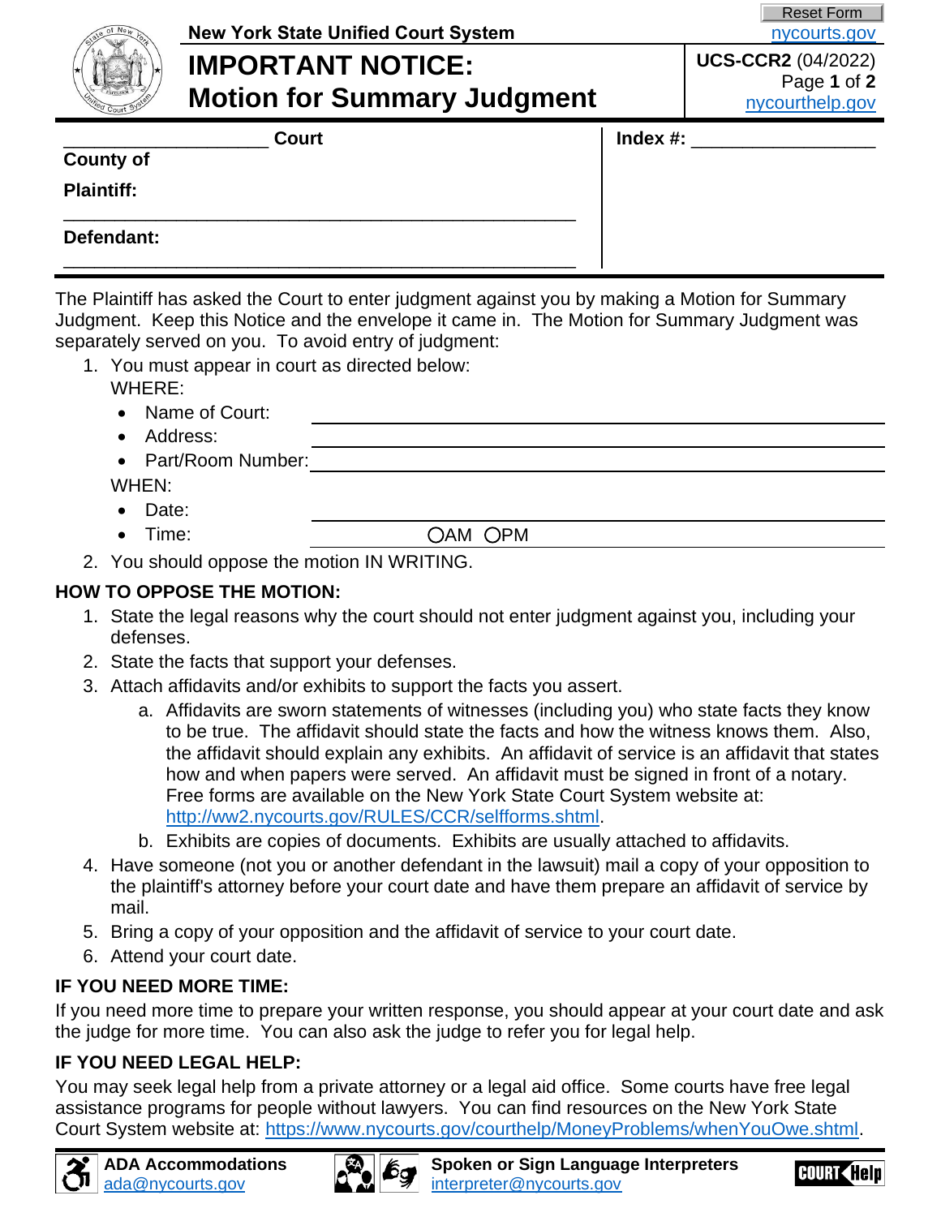New York State Unified Court System

nycourts.gov

# IMPORTANT NOTICE: Motion for Summary Judgment

**UCS-CCR2** (04/2022)

nycourthelp.gov

____________________ **Court**

**County of**

**Index #:** ____________________

**Plaintiff:**

______________________________________________________

**Defendant:**

______________________________________________________

The Plaintiff has asked the Court to enter judgment against you by making a Motion for Summary Judgment. Keep this Notice and the envelope it came in. The Motion for Summary Judgment was separately served on you. To avoid entry of judgment:

1. You must appear in court as directed below:
   WHERE:
   - Name of Court: ______________________________
   - Address: ______________________________
   - Part/Room Number: ______________________________

   WHEN:
   - Date: ______________________________
   - Time: ______________ ◯AM ◯PM
2. You should oppose the motion IN WRITING.

## HOW TO OPPOSE THE MOTION:

1. State the legal reasons why the court should not enter judgment against you, including your defenses.
2. State the facts that support your defenses.
3. Attach affidavits and/or exhibits to support the facts you assert.
   a. Affidavits are sworn statements of witnesses (including you) who state facts they know to be true. The affidavit should state the facts and how the witness knows them. Also, the affidavit should explain any exhibits. An affidavit of service is an affidavit that states how and when papers were served. An affidavit must be signed in front of a notary. Free forms are available on the New York State Court System website at: http://ww2.nycourts.gov/RULES/CCR/selfforms.shtml.
   b. Exhibits are copies of documents. Exhibits are usually attached to affidavits.
4. Have someone (not you or another defendant in the lawsuit) mail a copy of your opposition to the plaintiff's attorney before your court date and have them prepare an affidavit of service by mail.
5. Bring a copy of your opposition and the affidavit of service to your court date.
6. Attend your court date.

## IF YOU NEED MORE TIME:

If you need more time to prepare your written response, you should appear at your court date and ask the judge for more time. You can also ask the judge to refer you for legal help.

## IF YOU NEED LEGAL HELP:

You may seek legal help from a private attorney or a legal aid office. Some courts have free legal assistance programs for people without lawyers. You can find resources on the New York State Court System website at: https://www.nycourts.gov/courthelp/MoneyProblems/whenYouOwe.shtml.

**ADA Accommodations** ada@nycourts.gov

**Spoken or Sign Language Interpreters** interpreter@nycourts.gov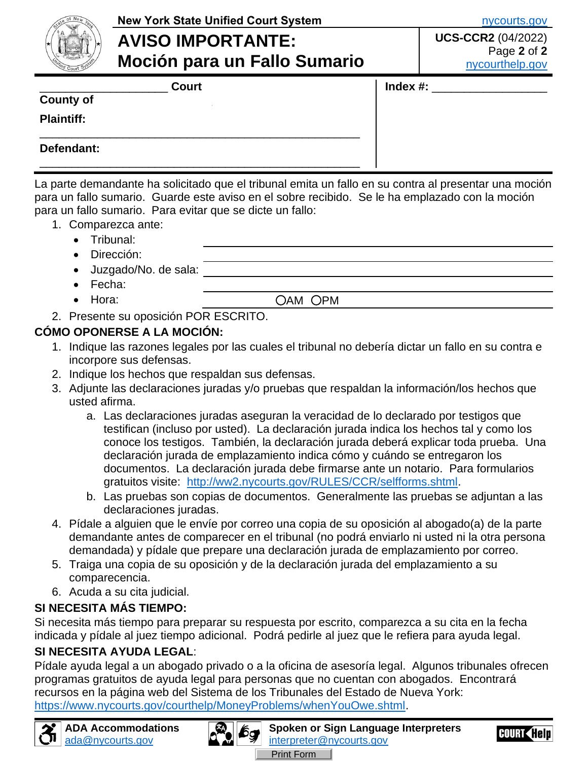New York State Unified Court System

# AVISO IMPORTANTE: Moción para un Fallo Sumario

UCS-CCR2 (04/2022)

nycourts.gov
nycourthelp.gov

____________________ **Court**

**County of**

**Plaintiff:**

______________________________________________

**Defendant:**

______________________________________________

**Index #:** ________________

La parte demandante ha solicitado que el tribunal emita un fallo en su contra al presentar una moción para un fallo sumario. Guarde este aviso en el sobre recibido. Se le ha emplazado con la moción para un fallo sumario. Para evitar que se dicte un fallo:

1. Comparezca ante:
   - Tribunal: ____________________
   - Dirección: ____________________
   - Juzgado/No. de sala: ____________________
   - Fecha: ____________________
   - Hora: ____________ ○AM ○PM
2. Presente su oposición POR ESCRITO.

**CÓMO OPONERSE A LA MOCIÓN:**

1. Indique las razones legales por las cuales el tribunal no debería dictar un fallo en su contra e incorpore sus defensas.
2. Indique los hechos que respaldan sus defensas.
3. Adjunte las declaraciones juradas y/o pruebas que respaldan la información/los hechos que usted afirma.
   a. Las declaraciones juradas aseguran la veracidad de lo declarado por testigos que testifican (incluso por usted). La declaración jurada indica los hechos tal y como los conoce los testigos. También, la declaración jurada deberá explicar toda prueba. Una declaración jurada de emplazamiento indica cómo y cuándo se entregaron los documentos. La declaración jurada debe firmarse ante un notario. Para formularios gratuitos visite: http://ww2.nycourts.gov/RULES/CCR/selfforms.shtml.
   b. Las pruebas son copias de documentos. Generalmente las pruebas se adjuntan a las declaraciones juradas.
4. Pídale a alguien que le envíe por correo una copia de su oposición al abogado(a) de la parte demandante antes de comparecer en el tribunal (no podrá enviarlo ni usted ni la otra persona demandada) y pídale que prepare una declaración jurada de emplazamiento por correo.
5. Traiga una copia de su oposición y de la declaración jurada del emplazamiento a su comparecencia.
6. Acuda a su cita judicial.

**SI NECESITA MÁS TIEMPO:**

Si necesita más tiempo para preparar su respuesta por escrito, comparezca a su cita en la fecha indicada y pídale al juez tiempo adicional. Podrá pedirle al juez que le refiera para ayuda legal.

**SI NECESITA AYUDA LEGAL**:

Pídale ayuda legal a un abogado privado o a la oficina de asesoría legal. Algunos tribunales ofrecen programas gratuitos de ayuda legal para personas que no cuentan con abogados. Encontrará recursos en la página web del Sistema de los Tribunales del Estado de Nueva York: https://www.nycourts.gov/courthelp/MoneyProblems/whenYouOwe.shtml.

**ADA Accommodations**
ada@nycourts.gov

**Spoken or Sign Language Interpreters**
interpreter@nycourts.gov

COURT Help

Print Form